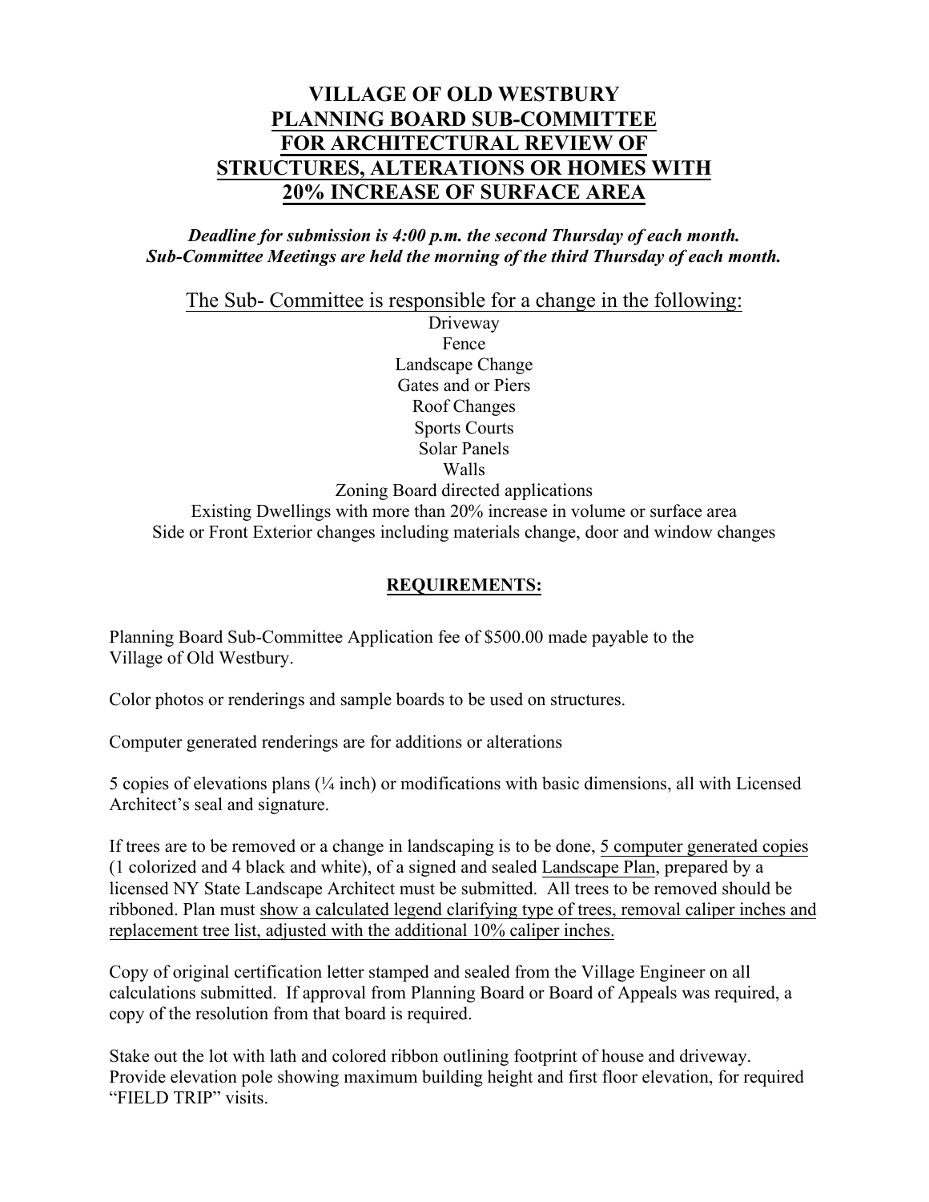# VILLAGE OF OLD WESTBURY
# PLANNING BOARD SUB-COMMITTEE FOR ARCHITECTURAL REVIEW OF STRUCTURES, ALTERATIONS OR HOMES WITH 20% INCREASE OF SURFACE AREA

***Deadline for submission is 4:00 p.m. the second Thursday of each month.***
***Sub-Committee Meetings are held the morning of the third Thursday of each month.***

<u>The Sub- Committee is responsible for a change in the following:</u>

Driveway
Fence
Landscape Change
Gates and or Piers
Roof Changes
Sports Courts
Solar Panels
Walls
Zoning Board directed applications
Existing Dwellings with more than 20% increase in volume or surface area
Side or Front Exterior changes including materials change, door and window changes

## <u>REQUIREMENTS:</u>

Planning Board Sub-Committee Application fee of $500.00 made payable to the Village of Old Westbury.

Color photos or renderings and sample boards to be used on structures.

Computer generated renderings are for additions or alterations

5 copies of elevations plans (¼ inch) or modifications with basic dimensions, all with Licensed Architect's seal and signature.

If trees are to be removed or a change in landscaping is to be done, <u>5 computer generated copies</u> (1 colorized and 4 black and white), of a signed and sealed <u>Landscape Plan</u>, prepared by a licensed NY State Landscape Architect must be submitted. All trees to be removed should be ribboned. Plan must <u>show a calculated legend clarifying type of trees, removal caliper inches and replacement tree list, adjusted with the additional 10% caliper inches.</u>

Copy of original certification letter stamped and sealed from the Village Engineer on all calculations submitted. If approval from Planning Board or Board of Appeals was required, a copy of the resolution from that board is required.

Stake out the lot with lath and colored ribbon outlining footprint of house and driveway. Provide elevation pole showing maximum building height and first floor elevation, for required "FIELD TRIP" visits.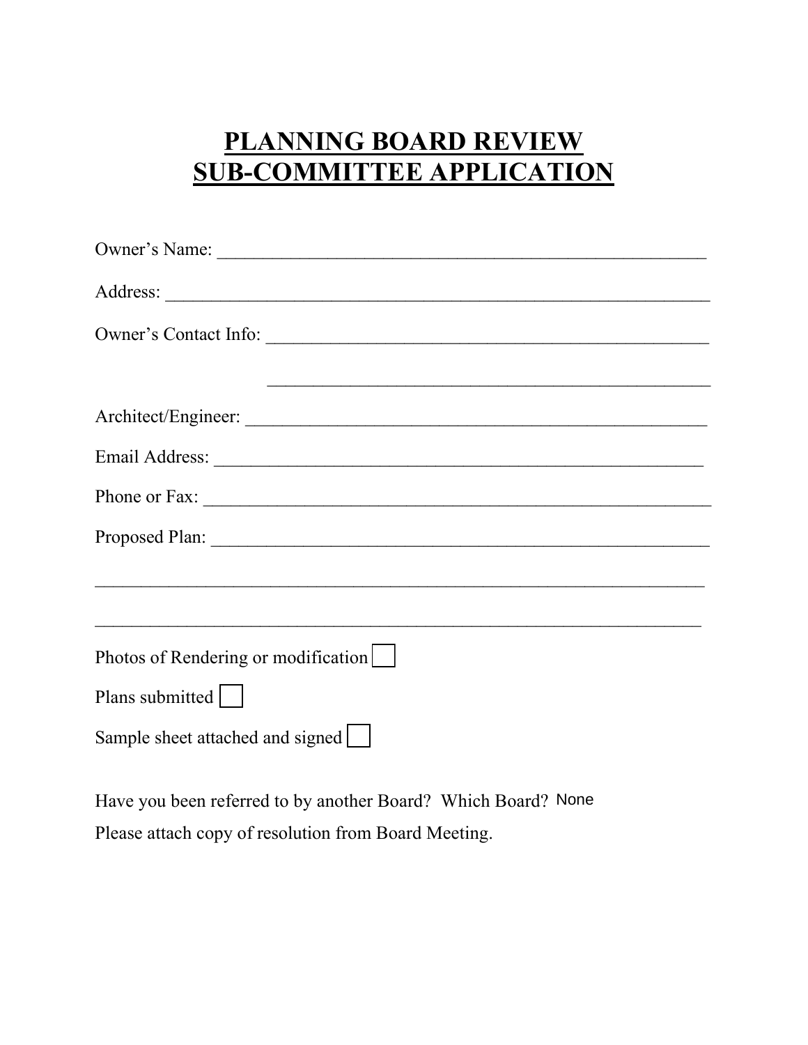# PLANNING BOARD REVIEW
# SUB-COMMITTEE APPLICATION

Owner's Name: ______________________________________________________

Address: __________________________________________________________

Owner's Contact Info: ________________________________________________

_________________________________________________

Architect/Engineer: __________________________________________________

Email Address: _____________________________________________________

Phone or Fax: ______________________________________________________

Proposed Plan: _____________________________________________________

___________________________________________________________________

___________________________________________________________________

Photos of Rendering or modification ☐

Plans submitted ☐

Sample sheet attached and signed ☐

Have you been referred to by another Board? Which Board? None

Please attach copy of resolution from Board Meeting.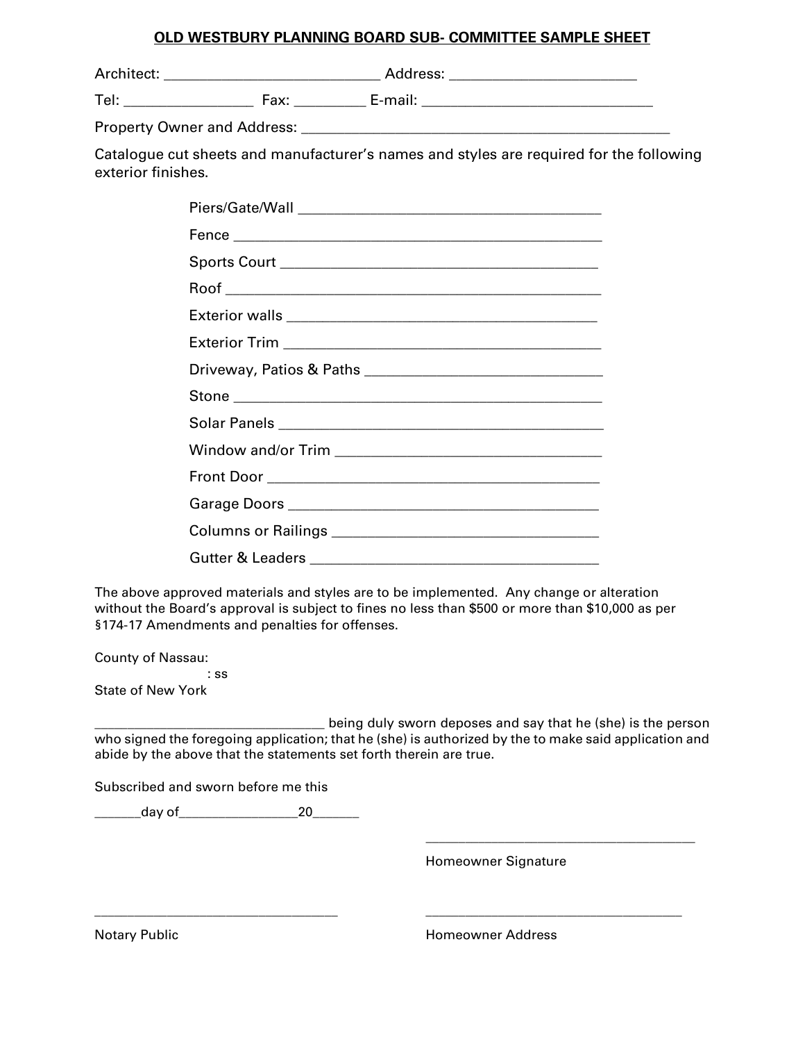**OLD WESTBURY PLANNING BOARD SUB- COMMITTEE SAMPLE SHEET**

Architect: ____________________________ Address: _________________________

Tel: ________________ Fax: _________ E-mail: ______________________________

Property Owner and Address: _______________________________________________

Catalogue cut sheets and manufacturer's names and styles are required for the following exterior finishes.

Piers/Gate/Wall ________________________________________

Fence _____________________________________________

Sports Court _______________________________________

Roof ______________________________________________

Exterior walls ______________________________________

Exterior Trim ______________________________________

Driveway, Patios & Paths ________________________________

Stone _____________________________________________

Solar Panels _______________________________________

Window and/or Trim __________________________________

Front Door ________________________________________

Garage Doors ______________________________________

Columns or Railings __________________________________

Gutter & Leaders ____________________________________

The above approved materials and styles are to be implemented. Any change or alteration without the Board's approval is subject to fines no less than $500 or more than $10,000 as per §174-17 Amendments and penalties for offenses.

County of Nassau:
: ss
State of New York

________________________________ being duly sworn deposes and say that he (she) is the person who signed the foregoing application; that he (she) is authorized by the to make said application and abide by the above that the statements set forth therein are true.

Subscribed and sworn before me this

_______day of_________________20_______

______________________________________
Homeowner Signature

__________________________________ ____________________________________

Notary Public Homeowner Address